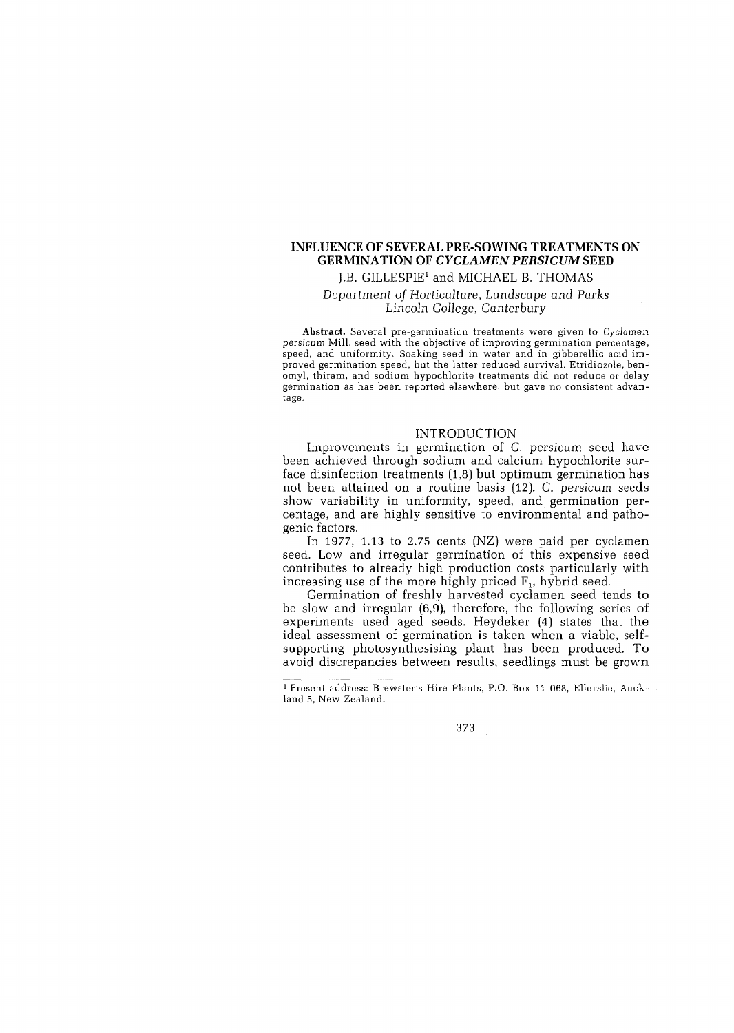# INFLUENCE OF SEVERAL PRE-SOWING TREATMENTS ON GERMINATION OF *CYCLAMEN PERSICUM* SEED

J.B. GILLESPIE[1] and MICHAEL B. THOMAS

*Department of Horticulture, Landscape and Parks*
*Lincoln College, Canterbury*

**Abstract.** Several pre-germination treatments were given to *Cyclamen persicum* Mill. seed with the objective of improving germination percentage, speed, and uniformity. Soaking seed in water and in gibberellic acid improved germination speed, but the latter reduced survival. Etridiozole, benomyl, thiram, and sodium hypochlorite treatments did not reduce or delay germination as has been reported elsewhere, but gave no consistent advantage.

## INTRODUCTION

Improvements in germination of *C. persicum* seed have been achieved through sodium and calcium hypochlorite surface disinfection treatments (1,8) but optimum germination has not been attained on a routine basis (12). *C. persicum* seeds show variability in uniformity, speed, and germination percentage, and are highly sensitive to environmental and pathogenic factors.

In 1977, 1.13 to 2.75 cents (NZ) were paid per cyclamen seed. Low and irregular germination of this expensive seed contributes to already high production costs particularly with increasing use of the more highly priced $F_1$ hybrid seed.

Germination of freshly harvested cyclamen seed tends to be slow and irregular (6,9), therefore, the following series of experiments used aged seeds. Heydeker (4) states that the ideal assessment of germination is taken when a viable, self-supporting photosynthesising plant has been produced. To avoid discrepancies between results, seedlings must be grown

---

[1] Present address: Brewster's Hire Plants, P.O. Box 11 068, Ellerslie, Auckland 5, New Zealand.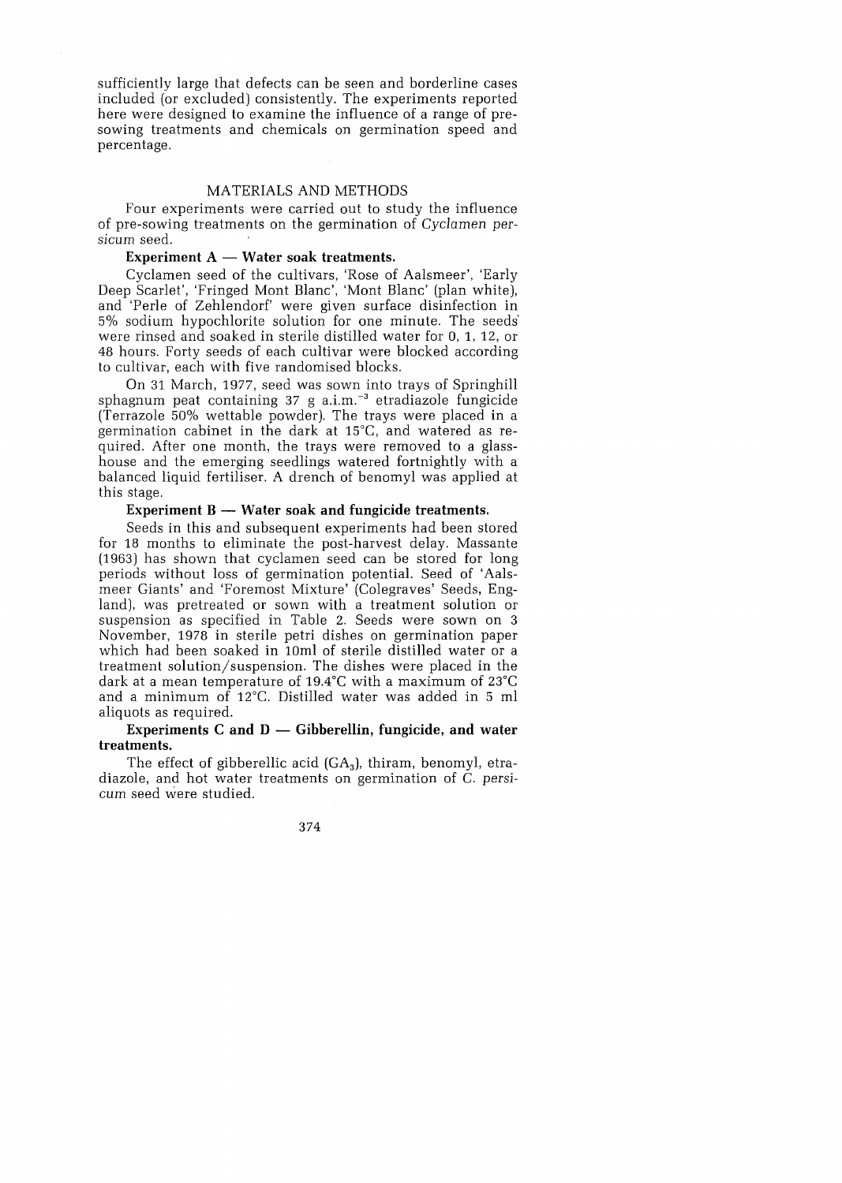sufficiently large that defects can be seen and borderline cases included (or excluded) consistently. The experiments reported here were designed to examine the influence of a range of pre-sowing treatments and chemicals on germination speed and percentage.

## MATERIALS AND METHODS

Four experiments were carried out to study the influence of pre-sowing treatments on the germination of *Cyclamen persicum* seed.

### Experiment A — Water soak treatments.

Cyclamen seed of the cultivars, 'Rose of Aalsmeer', 'Early Deep Scarlet', 'Fringed Mont Blanc', 'Mont Blanc' (plan white), and 'Perle of Zehlendorf' were given surface disinfection in 5% sodium hypochlorite solution for one minute. The seeds were rinsed and soaked in sterile distilled water for 0, 1, 12, or 48 hours. Forty seeds of each cultivar were blocked according to cultivar, each with five randomised blocks.

On 31 March, 1977, seed was sown into trays of Springhill sphagnum peat containing 37 g a.i.m.$^{-3}$ etradiazole fungicide (Terrazole 50% wettable powder). The trays were placed in a germination cabinet in the dark at 15°C, and watered as required. After one month, the trays were removed to a glasshouse and the emerging seedlings watered fortnightly with a balanced liquid fertiliser. A drench of benomyl was applied at this stage.

### Experiment B — Water soak and fungicide treatments.

Seeds in this and subsequent experiments had been stored for 18 months to eliminate the post-harvest delay. Massante (1963) has shown that cyclamen seed can be stored for long periods without loss of germination potential. Seed of 'Aalsmeer Giants' and 'Foremost Mixture' (Colegraves' Seeds, England), was pretreated or sown with a treatment solution or suspension as specified in Table 2. Seeds were sown on 3 November, 1978 in sterile petri dishes on germination paper which had been soaked in 10ml of sterile distilled water or a treatment solution/suspension. The dishes were placed in the dark at a mean temperature of 19.4°C with a maximum of 23°C and a minimum of 12°C. Distilled water was added in 5 ml aliquots as required.

### Experiments C and D — Gibberellin, fungicide, and water treatments.

The effect of gibberellic acid ($GA_3$), thiram, benomyl, etradiazole, and hot water treatments on germination of *C. persicum* seed were studied.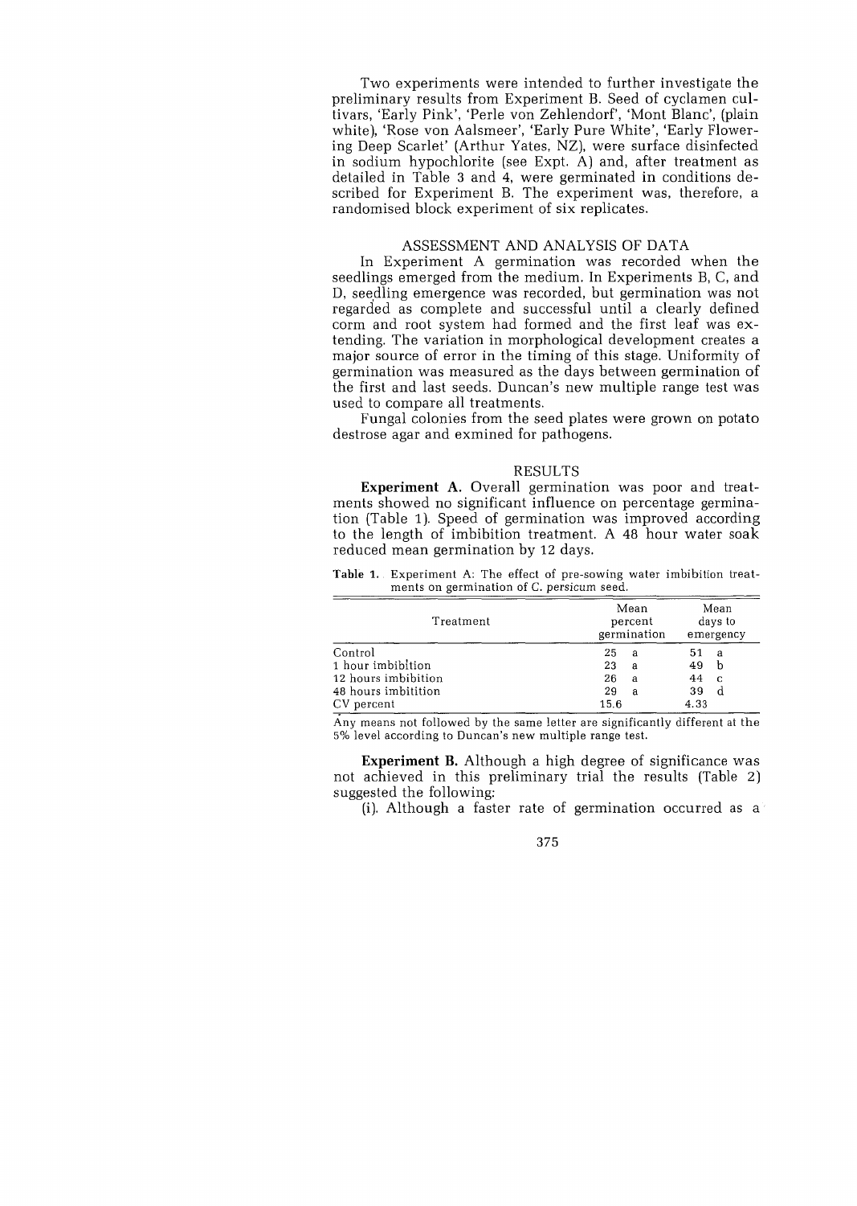Two experiments were intended to further investigate the preliminary results from Experiment B. Seed of cyclamen cultivars, 'Early Pink', 'Perle von Zehlendorf', 'Mont Blanc', (plain white), 'Rose von Aalsmeer', 'Early Pure White', 'Early Flowering Deep Scarlet' (Arthur Yates, NZ), were surface disinfected in sodium hypochlorite (see Expt. A) and, after treatment as detailed in Table 3 and 4, were germinated in conditions described for Experiment B. The experiment was, therefore, a randomised block experiment of six replicates.

## ASSESSMENT AND ANALYSIS OF DATA

In Experiment A germination was recorded when the seedlings emerged from the medium. In Experiments B, C, and D, seedling emergence was recorded, but germination was not regarded as complete and successful until a clearly defined corm and root system had formed and the first leaf was extending. The variation in morphological development creates a major source of error in the timing of this stage. Uniformity of germination was measured as the days between germination of the first and last seeds. Duncan's new multiple range test was used to compare all treatments.

Fungal colonies from the seed plates were grown on potato destrose agar and exmined for pathogens.

## RESULTS

**Experiment A.** Overall germination was poor and treatments showed no significant influence on percentage germination (Table 1). Speed of germination was improved according to the length of imbibition treatment. A 48 hour water soak reduced mean germination by 12 days.

**Table 1.** Experiment A: The effect of pre-sowing water imbibition treatments on germination of *C. persicum* seed.

| Treatment | Mean percent germination | Mean days to emergency |
|---|---|---|
| Control | 25 a | 51 a |
| 1 hour imbibition | 23 a | 49 b |
| 12 hours imbibition | 26 a | 44 c |
| 48 hours imbitition | 29 a | 39 d |
| CV percent | 15.6 | 4.33 |

Any means not followed by the same letter are significantly different at the 5% level according to Duncan's new multiple range test.

**Experiment B.** Although a high degree of significance was not achieved in this preliminary trial the results (Table 2) suggested the following:

(i). Although a faster rate of germination occurred as a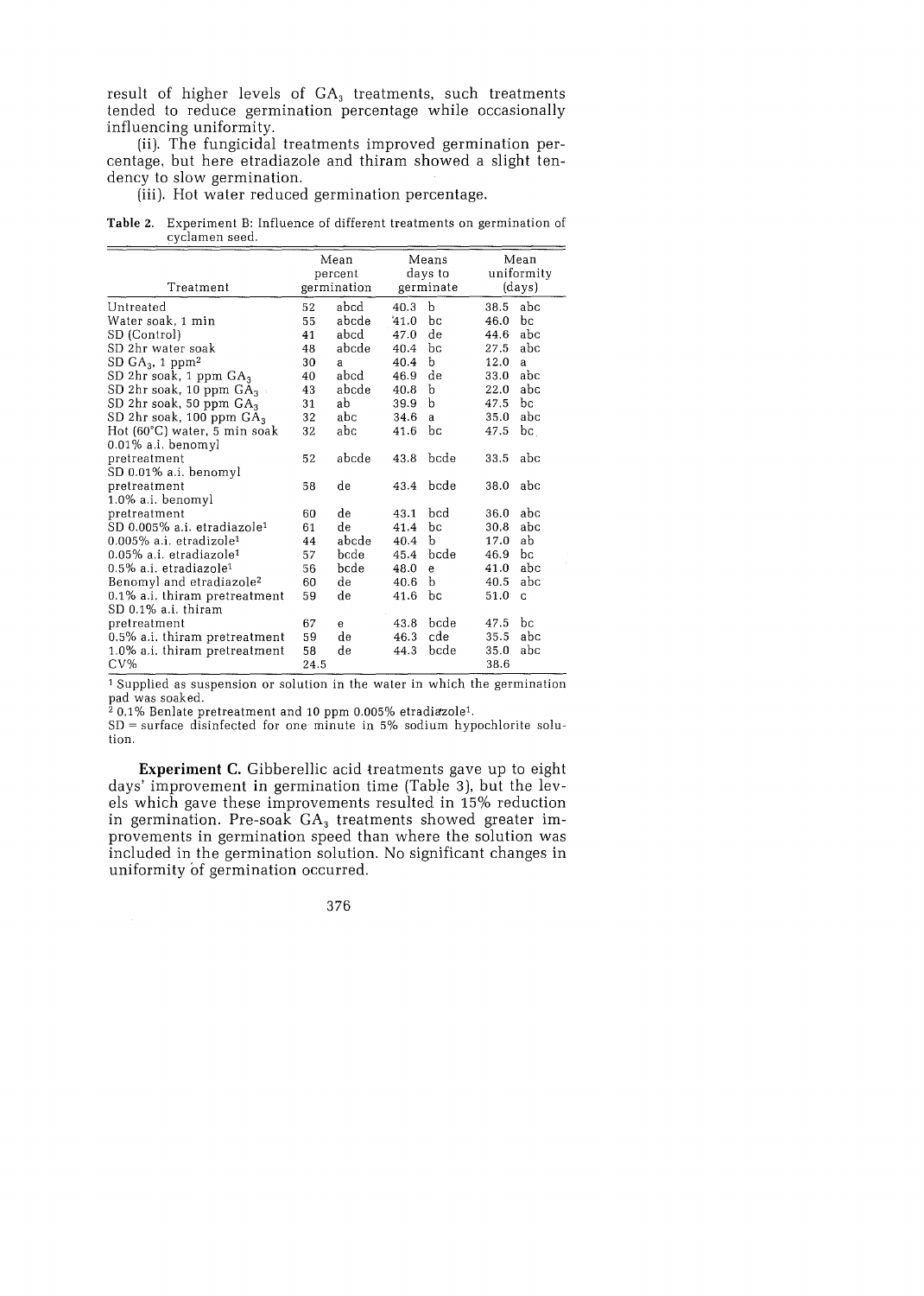result of higher levels of $GA_3$ treatments, such treatments tended to reduce germination percentage while occasionally influencing uniformity.

(ii). The fungicidal treatments improved germination percentage, but here etradiazole and thiram showed a slight tendency to slow germination.

(iii). Hot water reduced germination percentage.

**Table 2.** Experiment B: Influence of different treatments on germination of cyclamen seed.

| Treatment | Mean percent germination | | Means days to germinate | | Mean uniformity (days) | |
|---|---|---|---|---|---|---|
| Untreated | 52 | abcd | 40.3 | b | 38.5 | abc |
| Water soak, 1 min | 55 | abcde | 41.0 | bc | 46.0 | bc |
| SD (Control) | 41 | abcd | 47.0 | de | 44.6 | abc |
| SD 2hr water soak | 48 | abcde | 40.4 | bc | 27.5 | abc |
| SD $GA_3$, 1 ppm[2] | 30 | a | 40.4 | b | 12.0 | a |
| SD 2hr soak, 1 ppm $GA_3$ | 40 | abcd | 46.9 | de | 33.0 | abc |
| SD 2hr soak, 10 ppm $GA_3$ | 43 | abcde | 40.8 | b | 22.0 | abc |
| SD 2hr soak, 50 ppm $GA_3$ | 31 | ab | 39.9 | b | 47.5 | bc |
| SD 2hr soak, 100 ppm $GA_3$ | 32 | abc | 34.6 | a | 35.0 | abc |
| Hot (60°C) water, 5 min soak | 32 | abc | 41.6 | bc | 47.5 | bc |
| 0.01% a.i. benomyl pretreatment | 52 | abcde | 43.8 | bcde | 33.5 | abc |
| SD 0.01% a.i. benomyl pretreatment | 58 | de | 43.4 | bcde | 38.0 | abc |
| 1.0% a.i. benomyl pretreatment | 60 | de | 43.1 | bcd | 36.0 | abc |
| SD 0.005% a.i. etradiazole[1] | 61 | de | 41.4 | bc | 30.8 | abc |
| 0.005% a.i. etradizole[1] | 44 | abcde | 40.4 | b | 17.0 | ab |
| 0.05% a.i. etradiazole[1] | 57 | bcde | 45.4 | bcde | 46.9 | bc |
| 0.5% a.i. etradiazole[1] | 56 | bcde | 48.0 | e | 41.0 | abc |
| Benomyl and etradiazole[2] | 60 | de | 40.6 | b | 40.5 | abc |
| 0.1% a.i. thiram pretreatment | 59 | de | 41.6 | bc | 51.0 | c |
| SD 0.1% a.i. thiram pretreatment | 67 | e | 43.8 | bcde | 47.5 | bc |
| 0.5% a.i. thiram pretreatment | 59 | de | 46.3 | cde | 35.5 | abc |
| 1.0% a.i. thiram pretreatment | 58 | de | 44.3 | bcde | 35.0 | abc |
| CV% | 24.5 | | | | 38.6 | |

[1] Supplied as suspension or solution in the water in which the germination pad was soaked.
[2] 0.1% Benlate pretreatment and 10 ppm 0.005% etradiazole[1].
SD = surface disinfected for one minute in 5% sodium hypochlorite solution.

**Experiment C.** Gibberellic acid treatments gave up to eight days' improvement in germination time (Table 3), but the levels which gave these improvements resulted in 15% reduction in germination. Pre-soak $GA_3$ treatments showed greater improvements in germination speed than where the solution was included in the germination solution. No significant changes in uniformity of germination occurred.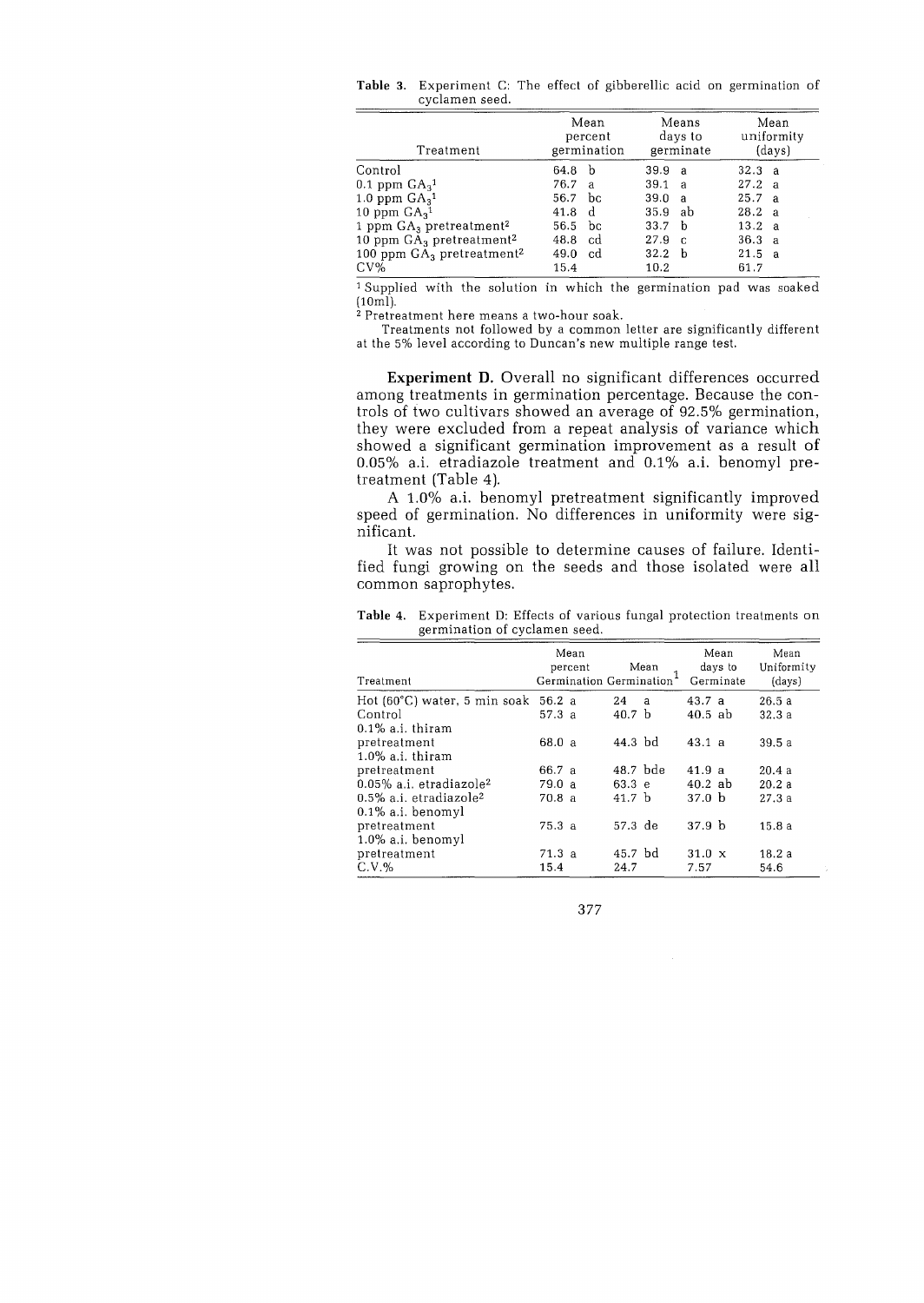**Table 3.** Experiment C: The effect of gibberellic acid on germination of cyclamen seed.

| Treatment | Mean percent germination | Means days to germinate | Mean uniformity (days) |
|---|---|---|---|
| Control | 64.8 b | 39.9 a | 32.3 a |
| 0.1 ppm $GA_3$[1] | 76.7 a | 39.1 a | 27.2 a |
| 1.0 ppm $GA_3$[1] | 56.7 bc | 39.0 a | 25.7 a |
| 10 ppm $GA_3$[1] | 41.8 d | 35.9 ab | 28.2 a |
| 1 ppm $GA_3$ pretreatment[2] | 56.5 bc | 33.7 b | 13.2 a |
| 10 ppm $GA_3$ pretreatment[2] | 48.8 cd | 27.9 c | 36.3 a |
| 100 ppm $GA_3$ pretreatment[2] | 49.0 cd | 32.2 b | 21.5 a |
| CV% | 15.4 | 10.2 | 61.7 |

[1] Supplied with the solution in which the germination pad was soaked (10ml).

[2] Pretreatment here means a two-hour soak.

Treatments not followed by a common letter are significantly different at the 5% level according to Duncan's new multiple range test.

**Experiment D.** Overall no significant differences occurred among treatments in germination percentage. Because the controls of two cultivars showed an average of 92.5% germination, they were excluded from a repeat analysis of variance which showed a significant germination improvement as a result of 0.05% a.i. etradiazole treatment and 0.1% a.i. benomyl pretreatment (Table 4).

A 1.0% a.i. benomyl pretreatment significantly improved speed of germination. No differences in uniformity were significant.

It was not possible to determine causes of failure. Identified fungi growing on the seeds and those isolated were all common saprophytes.

**Table 4.** Experiment D: Effects of various fungal protection treatments on germination of cyclamen seed.

| Treatment | Mean percent Germination | Mean Germination[1] | Mean days to Germinate | Mean Uniformity (days) |
|---|---|---|---|---|
| Hot (60°C) water, 5 min soak | 56.2 a | 24 a | 43.7 a | 26.5 a |
| Control | 57.3 a | 40.7 b | 40.5 ab | 32.3 a |
| 0.1% a.i. thiram pretreatment | 68.0 a | 44.3 bd | 43.1 a | 39.5 a |
| 1.0% a.i. thiram pretreatment | 66.7 a | 48.7 bde | 41.9 a | 20.4 a |
| 0.05% a.i. etradiazole[2] | 79.0 a | 63.3 e | 40.2 ab | 20.2 a |
| 0.5% a.i. etradiazole[2] | 70.8 a | 41.7 b | 37.0 b | 27.3 a |
| 0.1% a.i. benomyl pretreatment | 75.3 a | 57.3 de | 37.9 b | 15.8 a |
| 1.0% a.i. benomyl pretreatment | 71.3 a | 45.7 bd | 31.0 x | 18.2 a |
| C.V.% | 15.4 | 24.7 | 7.57 | 54.6 |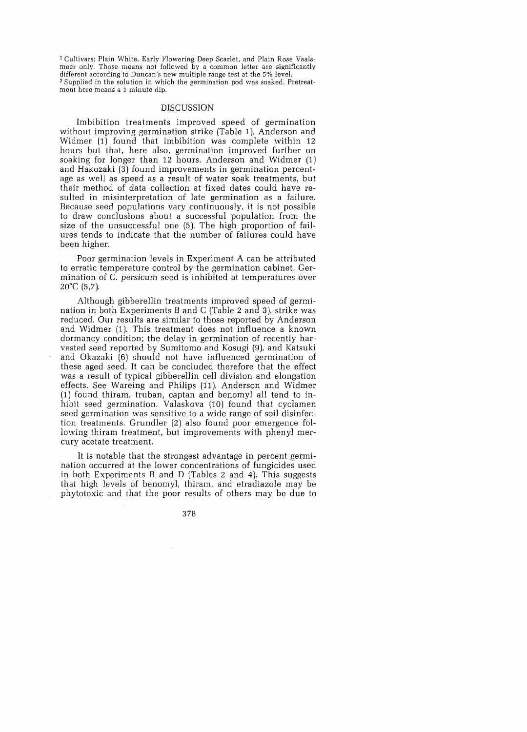[1] Cultivars: Plain White, Early Flowering Deep Scarlet, and Plain Rose Vaalsmeer only. Those means not followed by a common letter are significantly different according to Duncan's new multiple range test at the 5% level.
[2] Supplied in the solution in which the germination pod was soaked. Pretreatment here means a 1 minute dip.

## DISCUSSION

Imbibition treatments improved speed of germination without improving germination strike (Table 1). Anderson and Widmer (1) found that imbibition was complete within 12 hours but that, here also, germination improved further on soaking for longer than 12 hours. Anderson and Widmer (1) and Hakozaki (3) found improvements in germination percentage as well as speed as a result of water soak treatments, but their method of data collection at fixed dates could have resulted in misinterpretation of late germination as a failure. Because seed populations vary continuously, it is not possible to draw conclusions about a successful population from the size of the unsuccessful one (5). The high proportion of failures tends to indicate that the number of failures could have been higher.

Poor germination levels in Experiment A can be attributed to erratic temperature control by the germination cabinet. Germination of *C. persicum* seed is inhibited at temperatures over 20°C (5,7).

Although gibberellin treatments improved speed of germination in both Experiments B and C (Table 2 and 3), strike was reduced. Our results are similar to those reported by Anderson and Widmer (1). This treatment does not influence a known dormancy condition; the delay in germination of recently harvested seed reported by Sumitomo and Kosugi (9), and Katsuki and Okazaki (6) should not have influenced germination of these aged seed. It can be concluded therefore that the effect was a result of typical gibberellin cell division and elongation effects. See Wareing and Philips (11). Anderson and Widmer (1) found thiram, truban, captan and benomyl all tend to inhibit seed germination. Valaskova (10) found that cyclamen seed germination was sensitive to a wide range of soil disinfection treatments. Grundler (2) also found poor emergence following thiram treatment, but improvements with phenyl mercury acetate treatment.

It is notable that the strongest advantage in percent germination occurred at the lower concentrations of fungicides used in both Experiments B and D (Tables 2 and 4). This suggests that high levels of benomyl, thiram, and etradiazole may be phytotoxic and that the poor results of others may be due to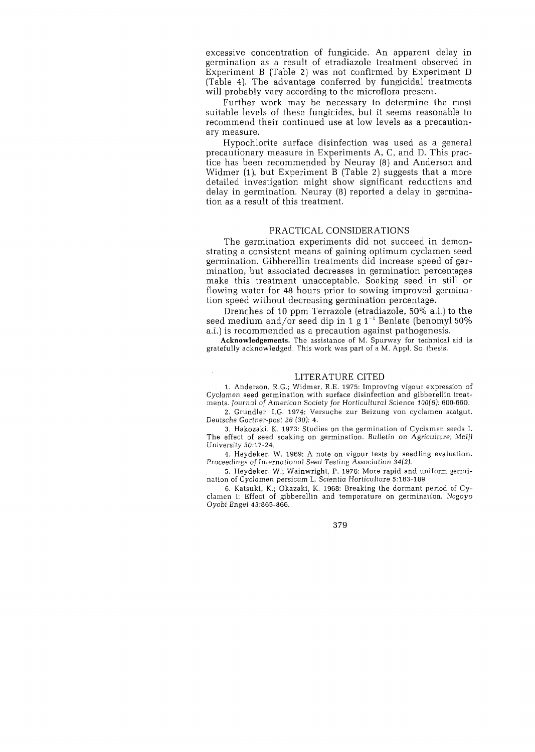excessive concentration of fungicide. An apparent delay in germination as a result of etradiazole treatment observed in Experiment B (Table 2) was not confirmed by Experiment D (Table 4). The advantage conferred by fungicidal treatments will probably vary according to the microflora present.

Further work may be necessary to determine the most suitable levels of these fungicides, but it seems reasonable to recommend their continued use at low levels as a precautionary measure.

Hypochlorite surface disinfection was used as a general precautionary measure in Experiments A, C, and D. This practice has been recommended by Neuray (8) and Anderson and Widmer (1), but Experiment B (Table 2) suggests that a more detailed investigation might show significant reductions and delay in germination. Neuray (8) reported a delay in germination as a result of this treatment.

## PRACTICAL CONSIDERATIONS

The germination experiments did not succeed in demonstrating a consistent means of gaining optimum cyclamen seed germination. Gibberellin treatments did increase speed of germination, but associated decreases in germination percentages make this treatment unacceptable. Soaking seed in still or flowing water for 48 hours prior to sowing improved germination speed without decreasing germination percentage.

Drenches of 10 ppm Terrazole (etradiazole, 50% a.i.) to the seed medium and/or seed dip in 1 g $1^{-1}$ Benlate (benomyl 50% a.i.) is recommended as a precaution against pathogenesis.

**Acknowledgements.** The assistance of M. Spurway for technical aid is gratefully acknowledged. This work was part of a M. Appl. Sc. thesis.

## LITERATURE CITED

1. Anderson, R.G.; Widmer, R.E. 1975: Improving vigour expression of *Cyclamen* seed germination with surface disinfection and gibberellin treatments. *Journal of American Society for Horticultural Science 100(6)*: 600-660.

2. Grundler, I.G. 1974: Versuche zur Beizung von cyclamen saatgut. *Deutsche Gartner-post 26 (30)*: 4.

3. Hakozaki, K. 1973: Studies on the germination of Cyclamen seeds I. The effect of seed soaking on germination. *Bulletin on Agriculture, Meiji University 30*:17-24.

4. Heydeker, W. 1969: A note on vigour tests by seedling evaluation. *Proceedings of International Seed Testing Association 34(2)*.

5. Heydeker, W.; Wainwright, P. 1976: More rapid and uniform germination of *Cyclamen persicum* L. *Scientia Horticulture 5*:183-189.

6. Katsuki, K.; Okazaki, K. 1968: Breaking the dormant period of Cyclamen I: Effect of gibberellin and temperature on germination. *Nogoyo Oyobi Engei 43*:865-866.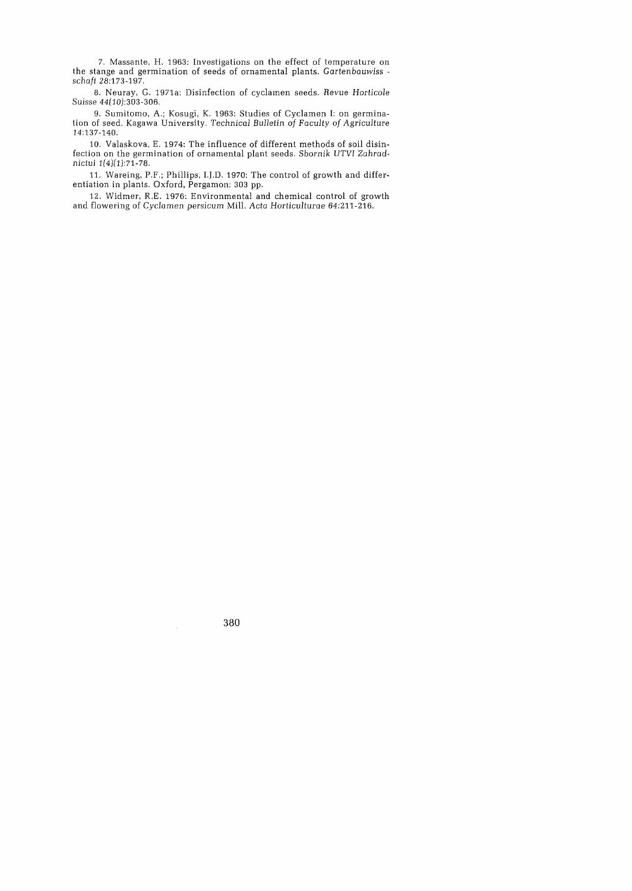7. Massante, H. 1963: Investigations on the effect of temperature on the stange and germination of seeds of ornamental plants. *Gartenbauwiss - schaft 28*:173-197.

8. Neuray, G. 1971a: Disinfection of cyclamen seeds. *Revue Horticole Suisse 44(10)*:303-306.

9. Sumitomo, A.; Kosugi, K. 1963: Studies of Cyclamen I: on germination of seed. Kagawa University. *Technical Bulletin of Faculty of Agriculture 14*:137-140.

10. Valaskova, E. 1974: The influence of different methods of soil disinfection on the germination of ornamental plant seeds. *Sbornik UTVI Zahradnictui 1(4)(1)*:71-78.

11. Wareing, P.F.; Phillips, I.J.D. 1970: The control of growth and differentiation in plants. Oxford, Pergamon: 303 pp.

12. Widmer, R.E. 1976: Environmental and chemical control of growth and flowering of *Cyclamen persicum* Mill. *Acta Horticulturae 64*:211-216.